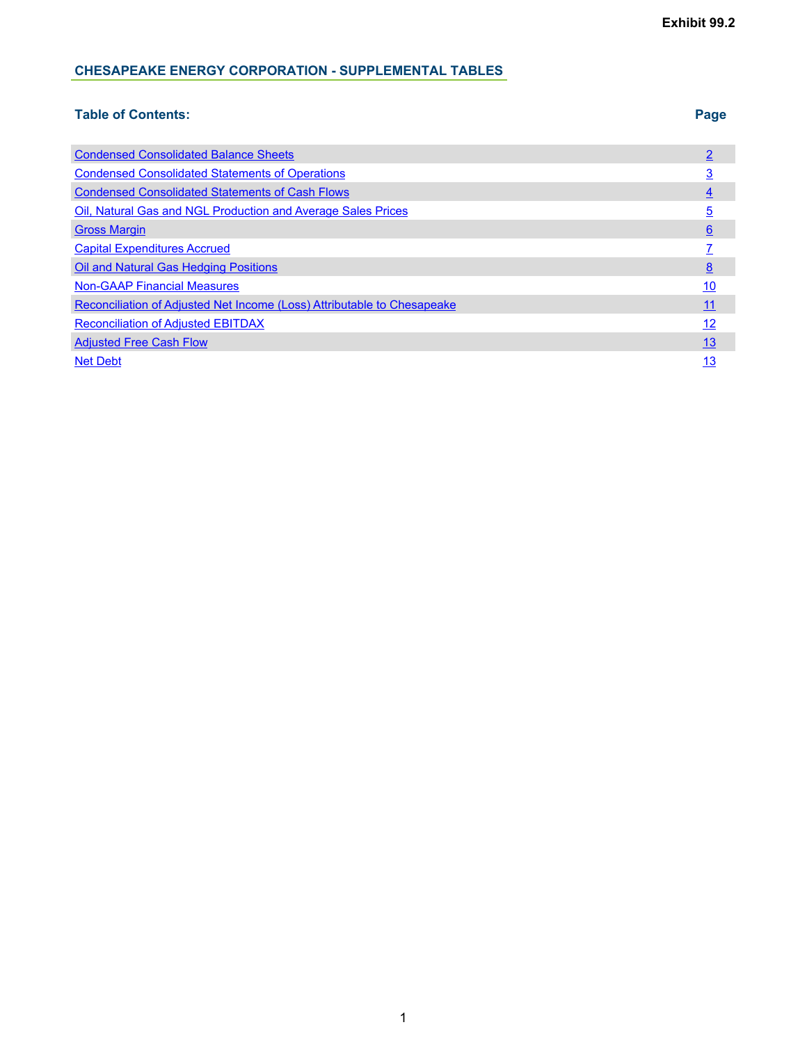Exhibit 99.2

## CHESAPEAKE ENERGY CORPORATION - SUPPLEMENTAL TABLES

| Table of Contents: | Page |
|---|---|
| Condensed Consolidated Balance Sheets | 2 |
| Condensed Consolidated Statements of Operations | 3 |
| Condensed Consolidated Statements of Cash Flows | 4 |
| Oil, Natural Gas and NGL Production and Average Sales Prices | 5 |
| Gross Margin | 6 |
| Capital Expenditures Accrued | 7 |
| Oil and Natural Gas Hedging Positions | 8 |
| Non-GAAP Financial Measures | 10 |
| Reconciliation of Adjusted Net Income (Loss) Attributable to Chesapeake | 11 |
| Reconciliation of Adjusted EBITDAX | 12 |
| Adjusted Free Cash Flow | 13 |
| Net Debt | 13 |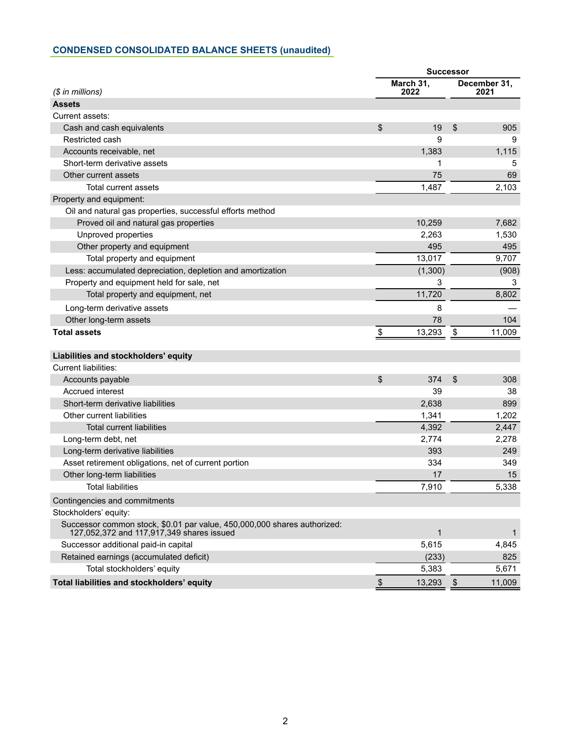## CONDENSED CONSOLIDATED BALANCE SHEETS (unaudited)

| ($ in millions) | Successor | |
|---|---|---|
| | March 31, 2022 | December 31, 2021 |
| **Assets** | | |
| Current assets: | | |
| Cash and cash equivalents | $ 19 | $ 905 |
| Restricted cash | 9 | 9 |
| Accounts receivable, net | 1,383 | 1,115 |
| Short-term derivative assets | 1 | 5 |
| Other current assets | 75 | 69 |
| Total current assets | 1,487 | 2,103 |
| Property and equipment: | | |
| Oil and natural gas properties, successful efforts method | | |
| Proved oil and natural gas properties | 10,259 | 7,682 |
| Unproved properties | 2,263 | 1,530 |
| Other property and equipment | 495 | 495 |
| Total property and equipment | 13,017 | 9,707 |
| Less: accumulated depreciation, depletion and amortization | (1,300) | (908) |
| Property and equipment held for sale, net | 3 | 3 |
| Total property and equipment, net | 11,720 | 8,802 |
| Long-term derivative assets | 8 | — |
| Other long-term assets | 78 | 104 |
| **Total assets** | $ 13,293 | $ 11,009 |
| | | |
| **Liabilities and stockholders' equity** | | |
| Current liabilities: | | |
| Accounts payable | $ 374 | $ 308 |
| Accrued interest | 39 | 38 |
| Short-term derivative liabilities | 2,638 | 899 |
| Other current liabilities | 1,341 | 1,202 |
| Total current liabilities | 4,392 | 2,447 |
| Long-term debt, net | 2,774 | 2,278 |
| Long-term derivative liabilities | 393 | 249 |
| Asset retirement obligations, net of current portion | 334 | 349 |
| Other long-term liabilities | 17 | 15 |
| Total liabilities | 7,910 | 5,338 |
| Contingencies and commitments | | |
| Stockholders' equity: | | |
| Successor common stock, $0.01 par value, 450,000,000 shares authorized: 127,052,372 and 117,917,349 shares issued | 1 | 1 |
| Successor additional paid-in capital | 5,615 | 4,845 |
| Retained earnings (accumulated deficit) | (233) | 825 |
| Total stockholders' equity | 5,383 | 5,671 |
| **Total liabilities and stockholders' equity** | $ 13,293 | $ 11,009 |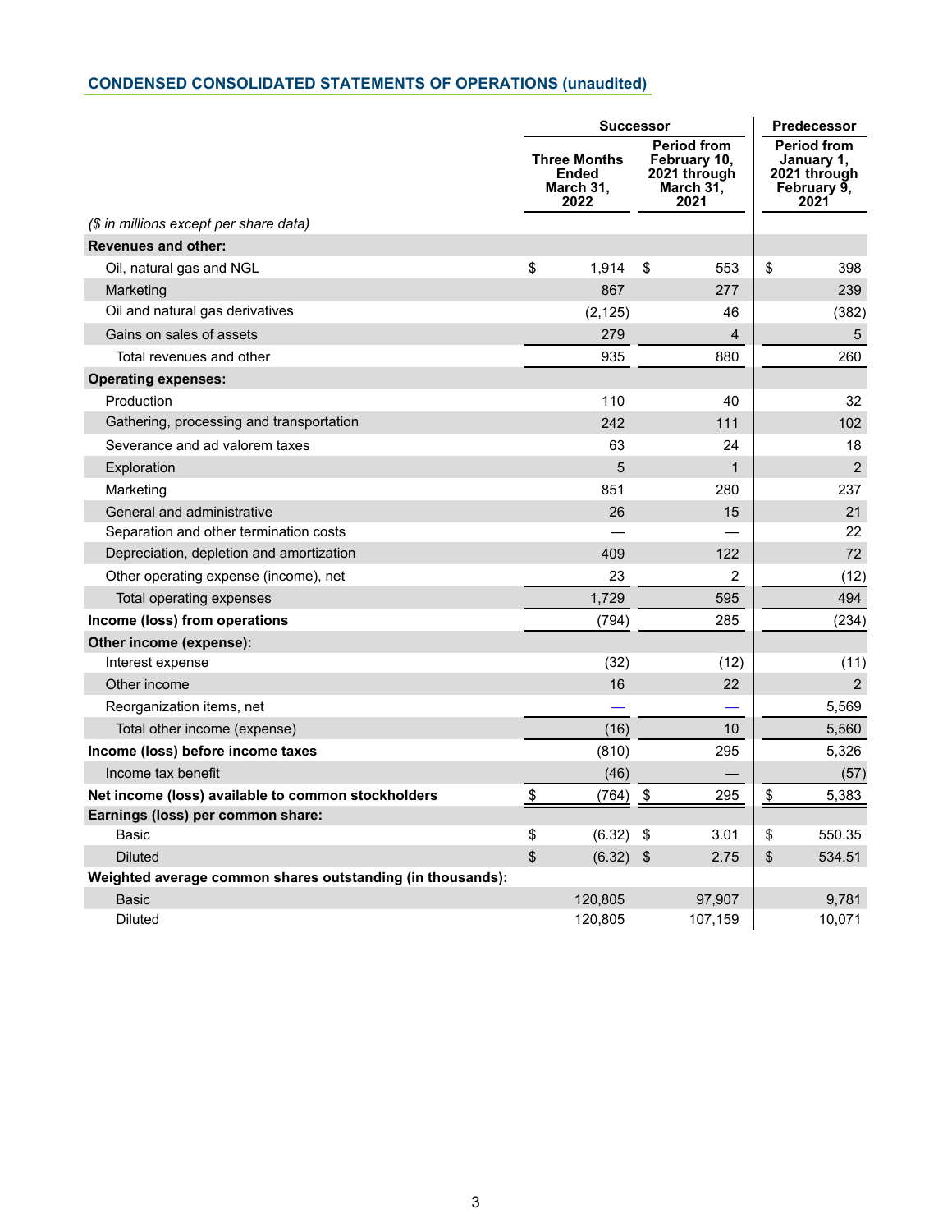## CONDENSED CONSOLIDATED STATEMENTS OF OPERATIONS (unaudited)

| | Successor | | Predecessor |
|---|---|---|---|
| *($ in millions except per share data)* | Three Months Ended March 31, 2022 | Period from February 10, 2021 through March 31, 2021 | Period from January 1, 2021 through February 9, 2021 |
| **Revenues and other:** | | | |
| Oil, natural gas and NGL | $ 1,914 | $ 553 | $ 398 |
| Marketing | 867 | 277 | 239 |
| Oil and natural gas derivatives | (2,125) | 46 | (382) |
| Gains on sales of assets | 279 | 4 | 5 |
| Total revenues and other | 935 | 880 | 260 |
| **Operating expenses:** | | | |
| Production | 110 | 40 | 32 |
| Gathering, processing and transportation | 242 | 111 | 102 |
| Severance and ad valorem taxes | 63 | 24 | 18 |
| Exploration | 5 | 1 | 2 |
| Marketing | 851 | 280 | 237 |
| General and administrative | 26 | 15 | 21 |
| Separation and other termination costs | — | — | 22 |
| Depreciation, depletion and amortization | 409 | 122 | 72 |
| Other operating expense (income), net | 23 | 2 | (12) |
| Total operating expenses | 1,729 | 595 | 494 |
| **Income (loss) from operations** | (794) | 285 | (234) |
| **Other income (expense):** | | | |
| Interest expense | (32) | (12) | (11) |
| Other income | 16 | 22 | 2 |
| Reorganization items, net | — | — | 5,569 |
| Total other income (expense) | (16) | 10 | 5,560 |
| **Income (loss) before income taxes** | (810) | 295 | 5,326 |
| Income tax benefit | (46) | — | (57) |
| **Net income (loss) available to common stockholders** | $ (764) | $ 295 | $ 5,383 |
| **Earnings (loss) per common share:** | | | |
| Basic | $ (6.32) | $ 3.01 | $ 550.35 |
| Diluted | $ (6.32) | $ 2.75 | $ 534.51 |
| **Weighted average common shares outstanding (in thousands):** | | | |
| Basic | 120,805 | 97,907 | 9,781 |
| Diluted | 120,805 | 107,159 | 10,071 |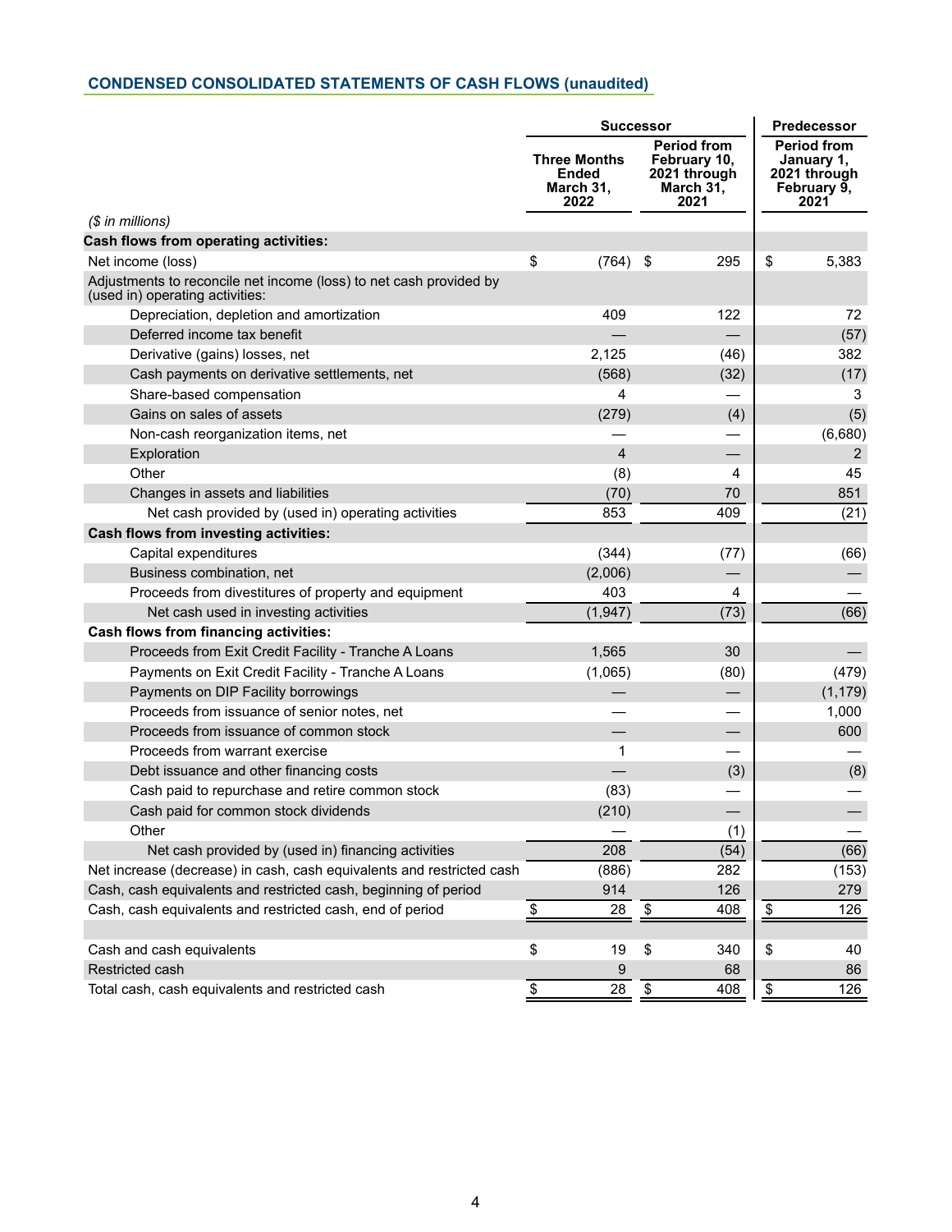## CONDENSED CONSOLIDATED STATEMENTS OF CASH FLOWS (unaudited)

| | Successor | | Predecessor |
|---|---|---|---|
| *($ in millions)* | Three Months Ended March 31, 2022 | Period from February 10, 2021 through March 31, 2021 | Period from January 1, 2021 through February 9, 2021 |
| **Cash flows from operating activities:** | | | |
| Net income (loss) | $ (764) | $ 295 | $ 5,383 |
| Adjustments to reconcile net income (loss) to net cash provided by (used in) operating activities: | | | |
| Depreciation, depletion and amortization | 409 | 122 | 72 |
| Deferred income tax benefit | — | — | (57) |
| Derivative (gains) losses, net | 2,125 | (46) | 382 |
| Cash payments on derivative settlements, net | (568) | (32) | (17) |
| Share-based compensation | 4 | — | 3 |
| Gains on sales of assets | (279) | (4) | (5) |
| Non-cash reorganization items, net | — | — | (6,680) |
| Exploration | 4 | — | 2 |
| Other | (8) | 4 | 45 |
| Changes in assets and liabilities | (70) | 70 | 851 |
| Net cash provided by (used in) operating activities | 853 | 409 | (21) |
| **Cash flows from investing activities:** | | | |
| Capital expenditures | (344) | (77) | (66) |
| Business combination, net | (2,006) | — | — |
| Proceeds from divestitures of property and equipment | 403 | 4 | — |
| Net cash used in investing activities | (1,947) | (73) | (66) |
| **Cash flows from financing activities:** | | | |
| Proceeds from Exit Credit Facility - Tranche A Loans | 1,565 | 30 | — |
| Payments on Exit Credit Facility - Tranche A Loans | (1,065) | (80) | (479) |
| Payments on DIP Facility borrowings | — | — | (1,179) |
| Proceeds from issuance of senior notes, net | — | — | 1,000 |
| Proceeds from issuance of common stock | — | — | 600 |
| Proceeds from warrant exercise | 1 | — | — |
| Debt issuance and other financing costs | — | (3) | (8) |
| Cash paid to repurchase and retire common stock | (83) | — | — |
| Cash paid for common stock dividends | (210) | — | — |
| Other | — | (1) | — |
| Net cash provided by (used in) financing activities | 208 | (54) | (66) |
| Net increase (decrease) in cash, cash equivalents and restricted cash | (886) | 282 | (153) |
| Cash, cash equivalents and restricted cash, beginning of period | 914 | 126 | 279 |
| Cash, cash equivalents and restricted cash, end of period | $ 28 | $ 408 | $ 126 |
| | | | |
| Cash and cash equivalents | $ 19 | $ 340 | $ 40 |
| Restricted cash | 9 | 68 | 86 |
| Total cash, cash equivalents and restricted cash | $ 28 | $ 408 | $ 126 |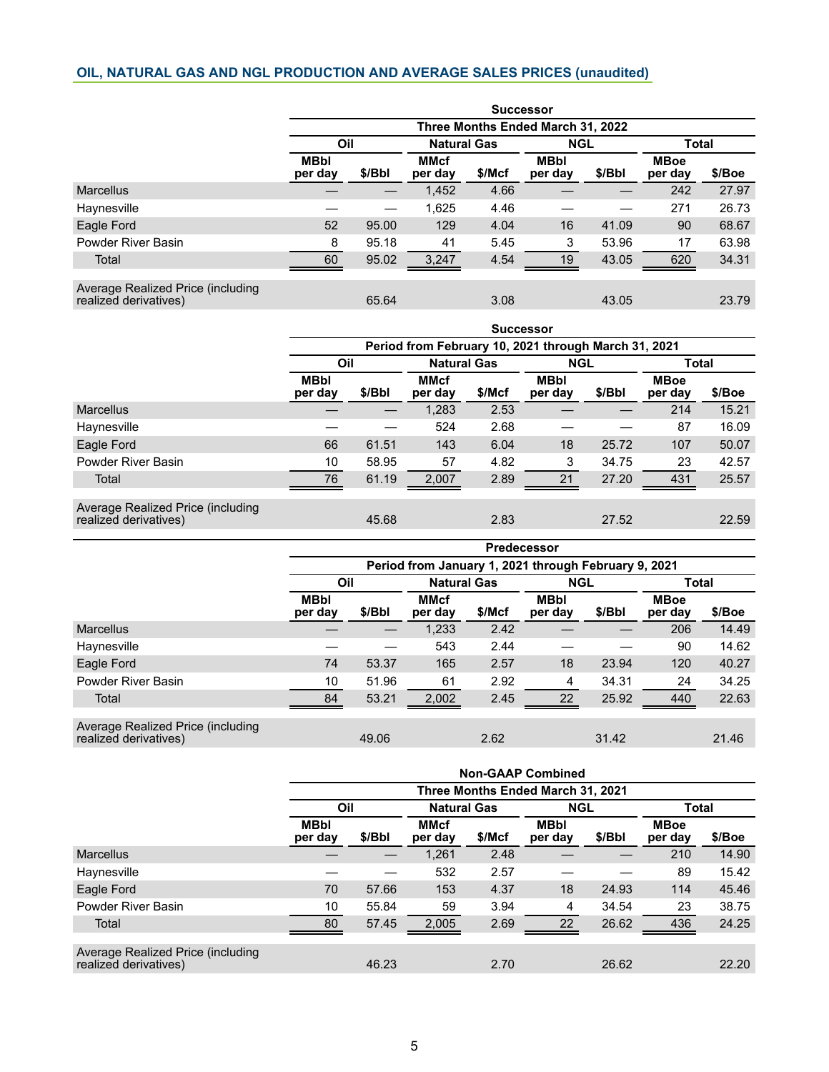## OIL, NATURAL GAS AND NGL PRODUCTION AND AVERAGE SALES PRICES (unaudited)

| | Successor | | | | | | | |
|---|---|---|---|---|---|---|---|---|
| | Three Months Ended March 31, 2022 | | | | | | | |
| | Oil | | Natural Gas | | NGL | | Total | |
| | MBbl per day | $/Bbl | MMcf per day | $/Mcf | MBbl per day | $/Bbl | MBoe per day | $/Boe |
| Marcellus | — | — | 1,452 | 4.66 | — | — | 242 | 27.97 |
| Haynesville | — | — | 1,625 | 4.46 | — | — | 271 | 26.73 |
| Eagle Ford | 52 | 95.00 | 129 | 4.04 | 16 | 41.09 | 90 | 68.67 |
| Powder River Basin | 8 | 95.18 | 41 | 5.45 | 3 | 53.96 | 17 | 63.98 |
| Total | 60 | 95.02 | 3,247 | 4.54 | 19 | 43.05 | 620 | 34.31 |
| Average Realized Price (including realized derivatives) | | 65.64 | | 3.08 | | 43.05 | | 23.79 |

| | Successor | | | | | | | |
|---|---|---|---|---|---|---|---|---|
| | Period from February 10, 2021 through March 31, 2021 | | | | | | | |
| | Oil | | Natural Gas | | NGL | | Total | |
| | MBbl per day | $/Bbl | MMcf per day | $/Mcf | MBbl per day | $/Bbl | MBoe per day | $/Boe |
| Marcellus | — | — | 1,283 | 2.53 | — | — | 214 | 15.21 |
| Haynesville | — | — | 524 | 2.68 | — | — | 87 | 16.09 |
| Eagle Ford | 66 | 61.51 | 143 | 6.04 | 18 | 25.72 | 107 | 50.07 |
| Powder River Basin | 10 | 58.95 | 57 | 4.82 | 3 | 34.75 | 23 | 42.57 |
| Total | 76 | 61.19 | 2,007 | 2.89 | 21 | 27.20 | 431 | 25.57 |
| Average Realized Price (including realized derivatives) | | 45.68 | | 2.83 | | 27.52 | | 22.59 |

| | Predecessor | | | | | | | |
|---|---|---|---|---|---|---|---|---|
| | Period from January 1, 2021 through February 9, 2021 | | | | | | | |
| | Oil | | Natural Gas | | NGL | | Total | |
| | MBbl per day | $/Bbl | MMcf per day | $/Mcf | MBbl per day | $/Bbl | MBoe per day | $/Boe |
| Marcellus | — | — | 1,233 | 2.42 | — | — | 206 | 14.49 |
| Haynesville | — | — | 543 | 2.44 | — | — | 90 | 14.62 |
| Eagle Ford | 74 | 53.37 | 165 | 2.57 | 18 | 23.94 | 120 | 40.27 |
| Powder River Basin | 10 | 51.96 | 61 | 2.92 | 4 | 34.31 | 24 | 34.25 |
| Total | 84 | 53.21 | 2,002 | 2.45 | 22 | 25.92 | 440 | 22.63 |
| Average Realized Price (including realized derivatives) | | 49.06 | | 2.62 | | 31.42 | | 21.46 |

| | Non-GAAP Combined | | | | | | | |
|---|---|---|---|---|---|---|---|---|
| | Three Months Ended March 31, 2021 | | | | | | | |
| | Oil | | Natural Gas | | NGL | | Total | |
| | MBbl per day | $/Bbl | MMcf per day | $/Mcf | MBbl per day | $/Bbl | MBoe per day | $/Boe |
| Marcellus | — | — | 1,261 | 2.48 | — | — | 210 | 14.90 |
| Haynesville | — | — | 532 | 2.57 | — | — | 89 | 15.42 |
| Eagle Ford | 70 | 57.66 | 153 | 4.37 | 18 | 24.93 | 114 | 45.46 |
| Powder River Basin | 10 | 55.84 | 59 | 3.94 | 4 | 34.54 | 23 | 38.75 |
| Total | 80 | 57.45 | 2,005 | 2.69 | 22 | 26.62 | 436 | 24.25 |
| Average Realized Price (including realized derivatives) | | 46.23 | | 2.70 | | 26.62 | | 22.20 |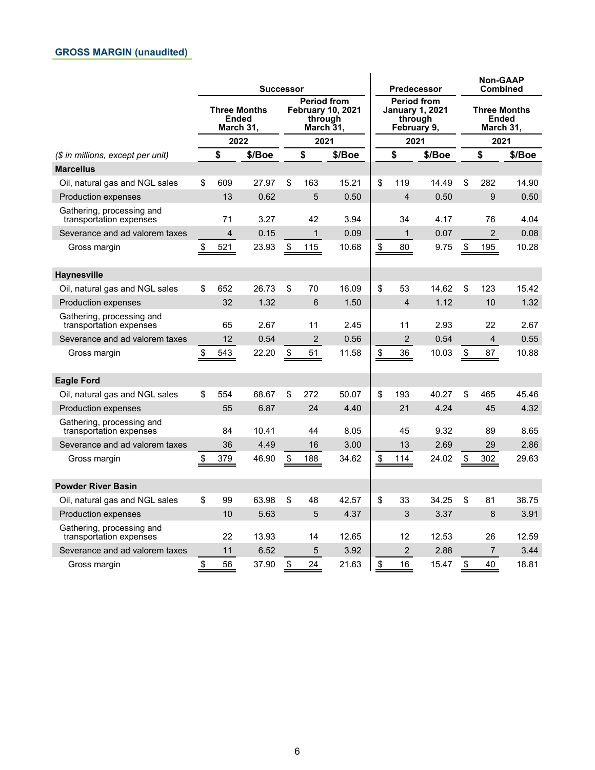## GROSS MARGIN (unaudited)

| | Successor | | | | Predecessor | | Non-GAAP Combined | |
|---|---|---|---|---|---|---|---|---|
| | Three Months Ended March 31, | | Period from February 10, 2021 through March 31, | | Period from January 1, 2021 through February 9, | | Three Months Ended March 31, | |
| | 2022 | | 2021 | | 2021 | | 2021 | |
| *($ in millions, except per unit)* | $ | $/Boe | $ | $/Boe | $ | $/Boe | $ | $/Boe |
| **Marcellus** | | | | | | | | |
| Oil, natural gas and NGL sales | $ 609 | 27.97 | $ 163 | 15.21 | $ 119 | 14.49 | $ 282 | 14.90 |
| Production expenses | 13 | 0.62 | 5 | 0.50 | 4 | 0.50 | 9 | 0.50 |
| Gathering, processing and transportation expenses | 71 | 3.27 | 42 | 3.94 | 34 | 4.17 | 76 | 4.04 |
| Severance and ad valorem taxes | 4 | 0.15 | 1 | 0.09 | 1 | 0.07 | 2 | 0.08 |
| Gross margin | $ 521 | 23.93 | $ 115 | 10.68 | $ 80 | 9.75 | $ 195 | 10.28 |
| **Haynesville** | | | | | | | | |
| Oil, natural gas and NGL sales | $ 652 | 26.73 | $ 70 | 16.09 | $ 53 | 14.62 | $ 123 | 15.42 |
| Production expenses | 32 | 1.32 | 6 | 1.50 | 4 | 1.12 | 10 | 1.32 |
| Gathering, processing and transportation expenses | 65 | 2.67 | 11 | 2.45 | 11 | 2.93 | 22 | 2.67 |
| Severance and ad valorem taxes | 12 | 0.54 | 2 | 0.56 | 2 | 0.54 | 4 | 0.55 |
| Gross margin | $ 543 | 22.20 | $ 51 | 11.58 | $ 36 | 10.03 | $ 87 | 10.88 |
| **Eagle Ford** | | | | | | | | |
| Oil, natural gas and NGL sales | $ 554 | 68.67 | $ 272 | 50.07 | $ 193 | 40.27 | $ 465 | 45.46 |
| Production expenses | 55 | 6.87 | 24 | 4.40 | 21 | 4.24 | 45 | 4.32 |
| Gathering, processing and transportation expenses | 84 | 10.41 | 44 | 8.05 | 45 | 9.32 | 89 | 8.65 |
| Severance and ad valorem taxes | 36 | 4.49 | 16 | 3.00 | 13 | 2.69 | 29 | 2.86 |
| Gross margin | $ 379 | 46.90 | $ 188 | 34.62 | $ 114 | 24.02 | $ 302 | 29.63 |
| **Powder River Basin** | | | | | | | | |
| Oil, natural gas and NGL sales | $ 99 | 63.98 | $ 48 | 42.57 | $ 33 | 34.25 | $ 81 | 38.75 |
| Production expenses | 10 | 5.63 | 5 | 4.37 | 3 | 3.37 | 8 | 3.91 |
| Gathering, processing and transportation expenses | 22 | 13.93 | 14 | 12.65 | 12 | 12.53 | 26 | 12.59 |
| Severance and ad valorem taxes | 11 | 6.52 | 5 | 3.92 | 2 | 2.88 | 7 | 3.44 |
| Gross margin | $ 56 | 37.90 | $ 24 | 21.63 | $ 16 | 15.47 | $ 40 | 18.81 |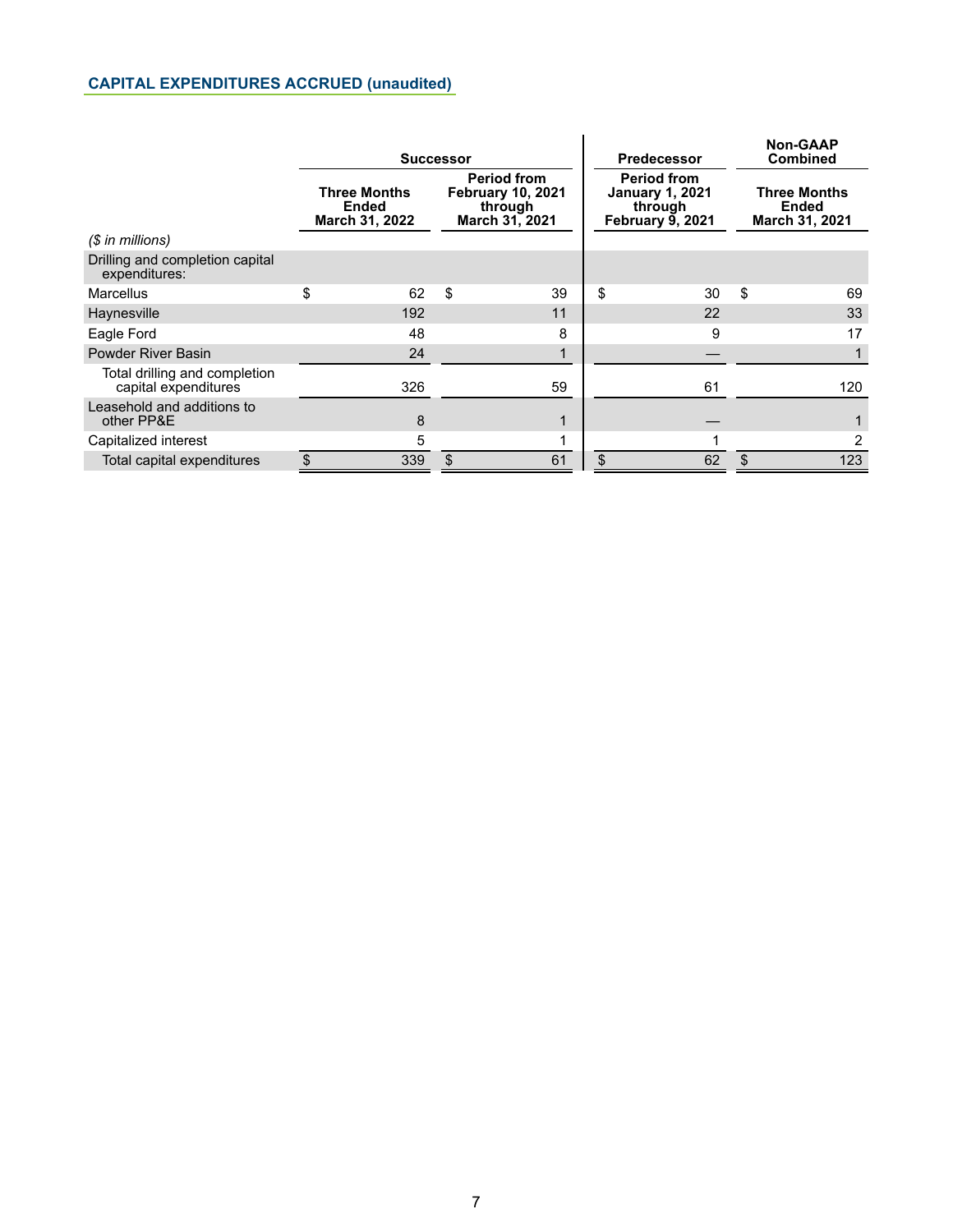## CAPITAL EXPENDITURES ACCRUED (unaudited)

| ($ in millions) | Successor | | Predecessor | Non-GAAP Combined |
|---|---|---|---|---|
| | Three Months Ended March 31, 2022 | Period from February 10, 2021 through March 31, 2021 | Period from January 1, 2021 through February 9, 2021 | Three Months Ended March 31, 2021 |
| Drilling and completion capital expenditures: | | | | |
| Marcellus | $ 62 | $ 39 | $ 30 | $ 69 |
| Haynesville | 192 | 11 | 22 | 33 |
| Eagle Ford | 48 | 8 | 9 | 17 |
| Powder River Basin | 24 | 1 | — | 1 |
| Total drilling and completion capital expenditures | 326 | 59 | 61 | 120 |
| Leasehold and additions to other PP&E | 8 | 1 | — | 1 |
| Capitalized interest | 5 | 1 | 1 | 2 |
| Total capital expenditures | $ 339 | $ 61 | $ 62 | $ 123 |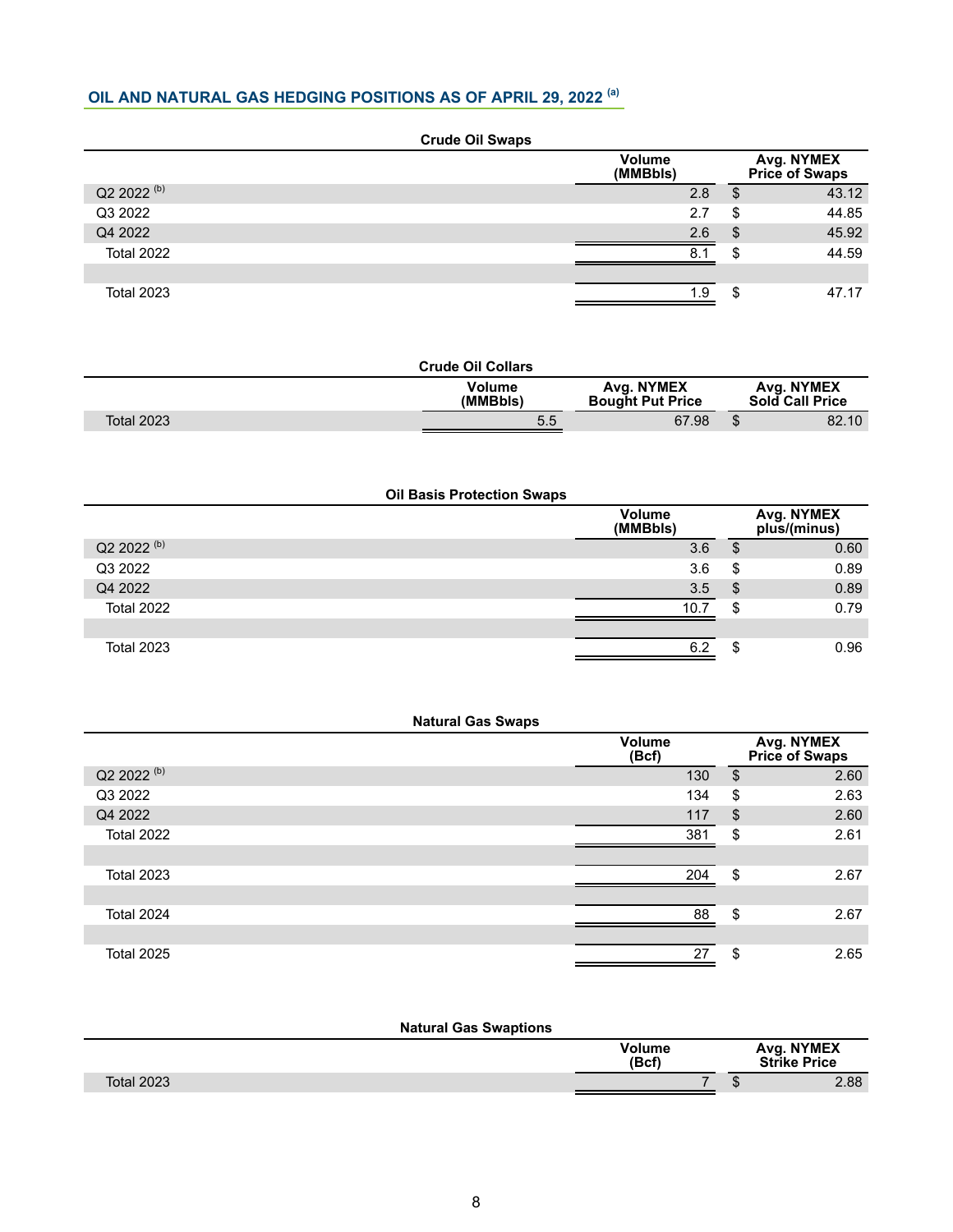## OIL AND NATURAL GAS HEDGING POSITIONS AS OF APRIL 29, 2022 [a]

**Crude Oil Swaps**

| | Volume (MMBbls) | Avg. NYMEX Price of Swaps |
|---|---|---|
| Q2 2022 [b] | 2.8 | $ 43.12 |
| Q3 2022 | 2.7 | $ 44.85 |
| Q4 2022 | 2.6 | $ 45.92 |
| Total 2022 | 8.1 | $ 44.59 |
| | | |
| Total 2023 | 1.9 | $ 47.17 |

**Crude Oil Collars**

| | Volume (MMBbls) | Avg. NYMEX Bought Put Price | Avg. NYMEX Sold Call Price |
|---|---|---|---|
| Total 2023 | 5.5 | 67.98 | $ 82.10 |

**Oil Basis Protection Swaps**

| | Volume (MMBbls) | Avg. NYMEX plus/(minus) |
|---|---|---|
| Q2 2022 [b] | 3.6 | $ 0.60 |
| Q3 2022 | 3.6 | $ 0.89 |
| Q4 2022 | 3.5 | $ 0.89 |
| Total 2022 | 10.7 | $ 0.79 |
| | | |
| Total 2023 | 6.2 | $ 0.96 |

**Natural Gas Swaps**

| | Volume (Bcf) | Avg. NYMEX Price of Swaps |
|---|---|---|
| Q2 2022 [b] | 130 | $ 2.60 |
| Q3 2022 | 134 | $ 2.63 |
| Q4 2022 | 117 | $ 2.60 |
| Total 2022 | 381 | $ 2.61 |
| | | |
| Total 2023 | 204 | $ 2.67 |
| | | |
| Total 2024 | 88 | $ 2.67 |
| | | |
| Total 2025 | 27 | $ 2.65 |

**Natural Gas Swaptions**

| | Volume (Bcf) | Avg. NYMEX Strike Price |
|---|---|---|
| Total 2023 | 7 | $ 2.88 |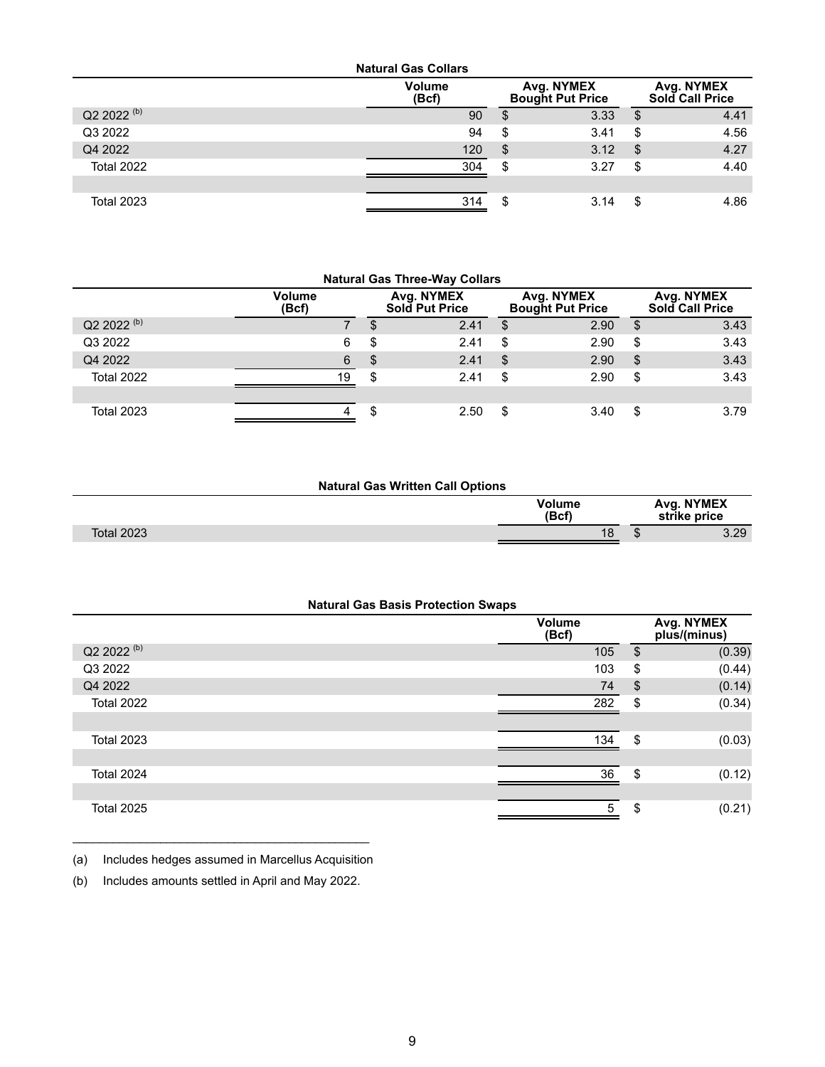**Natural Gas Collars**

| | Volume (Bcf) | Avg. NYMEX Bought Put Price | Avg. NYMEX Sold Call Price |
|---|---|---|---|
| Q2 2022 [(b)] | 90 | $ 3.33 | $ 4.41 |
| Q3 2022 | 94 | $ 3.41 | $ 4.56 |
| Q4 2022 | 120 | $ 3.12 | $ 4.27 |
| Total 2022 | 304 | $ 3.27 | $ 4.40 |
| | | | |
| Total 2023 | 314 | $ 3.14 | $ 4.86 |

**Natural Gas Three-Way Collars**

| | Volume (Bcf) | Avg. NYMEX Sold Put Price | Avg. NYMEX Bought Put Price | Avg. NYMEX Sold Call Price |
|---|---|---|---|---|
| Q2 2022 [(b)] | 7 | $ 2.41 | $ 2.90 | $ 3.43 |
| Q3 2022 | 6 | $ 2.41 | $ 2.90 | $ 3.43 |
| Q4 2022 | 6 | $ 2.41 | $ 2.90 | $ 3.43 |
| Total 2022 | 19 | $ 2.41 | $ 2.90 | $ 3.43 |
| | | | | |
| Total 2023 | 4 | $ 2.50 | $ 3.40 | $ 3.79 |

**Natural Gas Written Call Options**

| | Volume (Bcf) | Avg. NYMEX strike price |
|---|---|---|
| Total 2023 | 18 | $ 3.29 |

**Natural Gas Basis Protection Swaps**

| | Volume (Bcf) | Avg. NYMEX plus/(minus) |
|---|---|---|
| Q2 2022 [(b)] | 105 | $ (0.39) |
| Q3 2022 | 103 | $ (0.44) |
| Q4 2022 | 74 | $ (0.14) |
| Total 2022 | 282 | $ (0.34) |
| | | |
| Total 2023 | 134 | $ (0.03) |
| | | |
| Total 2024 | 36 | $ (0.12) |
| | | |
| Total 2025 | 5 | $ (0.21) |

---

(a) Includes hedges assumed in Marcellus Acquisition

(b) Includes amounts settled in April and May 2022.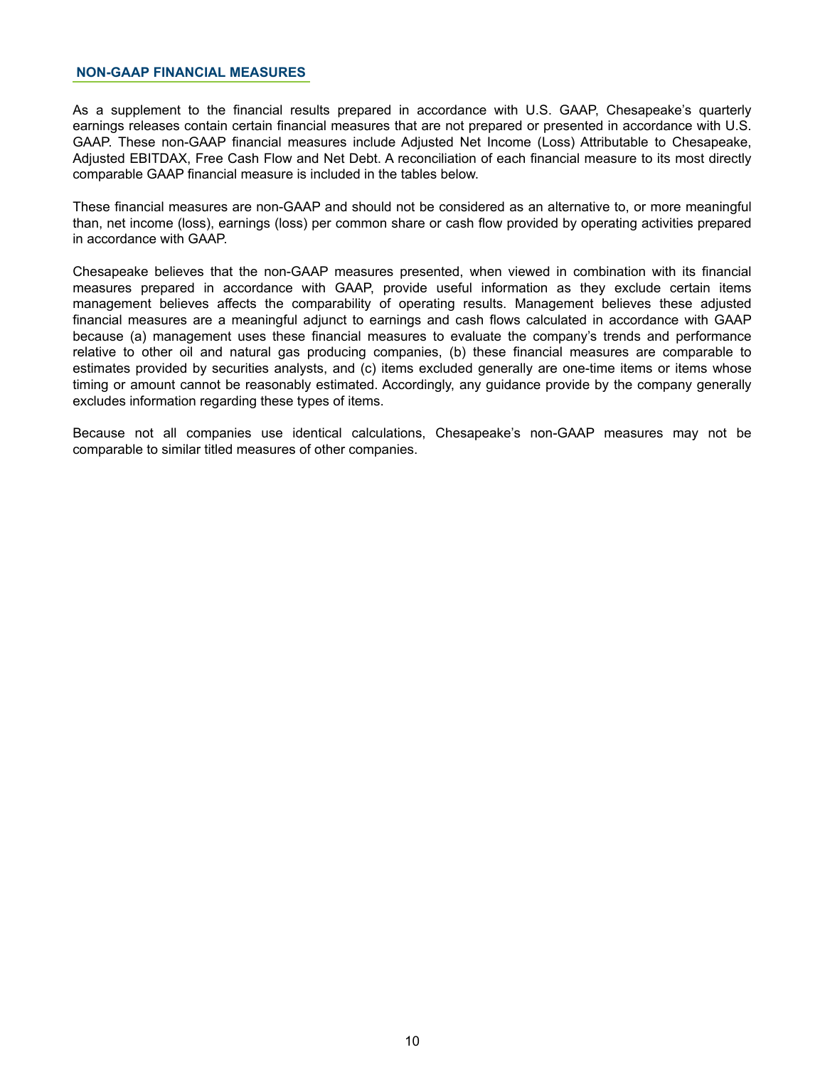## NON-GAAP FINANCIAL MEASURES

As a supplement to the financial results prepared in accordance with U.S. GAAP, Chesapeake's quarterly earnings releases contain certain financial measures that are not prepared or presented in accordance with U.S. GAAP. These non-GAAP financial measures include Adjusted Net Income (Loss) Attributable to Chesapeake, Adjusted EBITDAX, Free Cash Flow and Net Debt. A reconciliation of each financial measure to its most directly comparable GAAP financial measure is included in the tables below.

These financial measures are non-GAAP and should not be considered as an alternative to, or more meaningful than, net income (loss), earnings (loss) per common share or cash flow provided by operating activities prepared in accordance with GAAP.

Chesapeake believes that the non-GAAP measures presented, when viewed in combination with its financial measures prepared in accordance with GAAP, provide useful information as they exclude certain items management believes affects the comparability of operating results. Management believes these adjusted financial measures are a meaningful adjunct to earnings and cash flows calculated in accordance with GAAP because (a) management uses these financial measures to evaluate the company's trends and performance relative to other oil and natural gas producing companies, (b) these financial measures are comparable to estimates provided by securities analysts, and (c) items excluded generally are one-time items or items whose timing or amount cannot be reasonably estimated. Accordingly, any guidance provide by the company generally excludes information regarding these types of items.

Because not all companies use identical calculations, Chesapeake's non-GAAP measures may not be comparable to similar titled measures of other companies.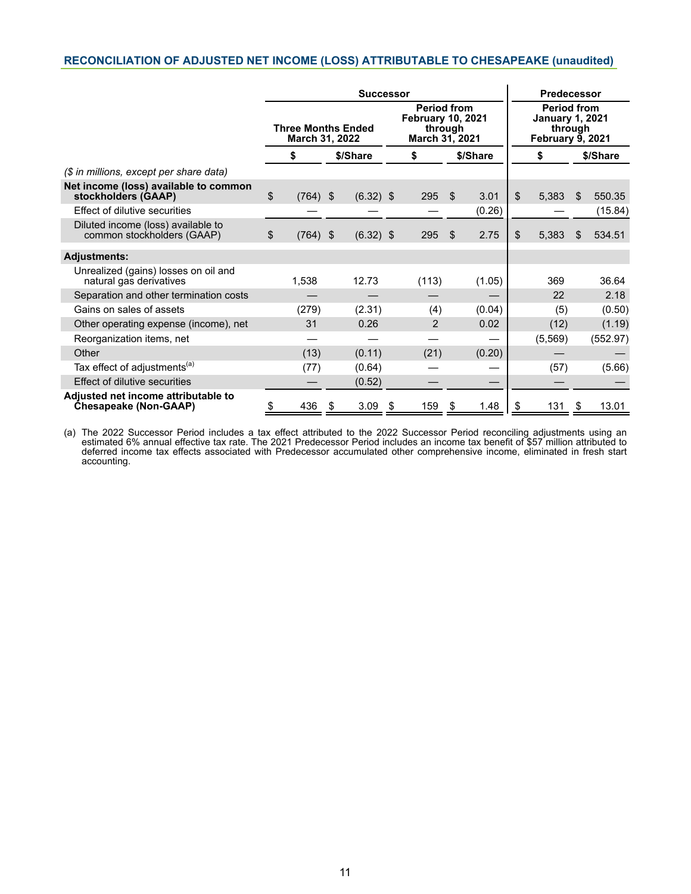## RECONCILIATION OF ADJUSTED NET INCOME (LOSS) ATTRIBUTABLE TO CHESAPEAKE (unaudited)

| | Successor | | | | Predecessor | |
|---|---|---|---|---|---|---|
| | Three Months Ended March 31, 2022 | | Period from February 10, 2021 through March 31, 2021 | | Period from January 1, 2021 through February 9, 2021 | |
| | $ | $/Share | $ | $/Share | $ | $/Share |
| *($ in millions, except per share data)* | | | | | | |
| **Net income (loss) available to common stockholders (GAAP)** | $ (764) | $ (6.32) | $ 295 | $ 3.01 | $ 5,383 | $ 550.35 |
| Effect of dilutive securities | — | — | — | (0.26) | — | (15.84) |
| Diluted income (loss) available to common stockholders (GAAP) | $ (764) | $ (6.32) | $ 295 | $ 2.75 | $ 5,383 | $ 534.51 |
| **Adjustments:** | | | | | | |
| Unrealized (gains) losses on oil and natural gas derivatives | 1,538 | 12.73 | (113) | (1.05) | 369 | 36.64 |
| Separation and other termination costs | — | — | — | — | 22 | 2.18 |
| Gains on sales of assets | (279) | (2.31) | (4) | (0.04) | (5) | (0.50) |
| Other operating expense (income), net | 31 | 0.26 | 2 | 0.02 | (12) | (1.19) |
| Reorganization items, net | — | — | — | — | (5,569) | (552.97) |
| Other | (13) | (0.11) | (21) | (0.20) | — | — |
| Tax effect of adjustments[(a)] | (77) | (0.64) | — | — | (57) | (5.66) |
| Effect of dilutive securities | — | (0.52) | — | — | — | — |
| **Adjusted net income attributable to Chesapeake (Non-GAAP)** | $ 436 | $ 3.09 | $ 159 | $ 1.48 | $ 131 | $ 13.01 |

(a) The 2022 Successor Period includes a tax effect attributed to the 2022 Successor Period reconciling adjustments using an estimated 6% annual effective tax rate. The 2021 Predecessor Period includes an income tax benefit of $57 million attributed to deferred income tax effects associated with Predecessor accumulated other comprehensive income, eliminated in fresh start accounting.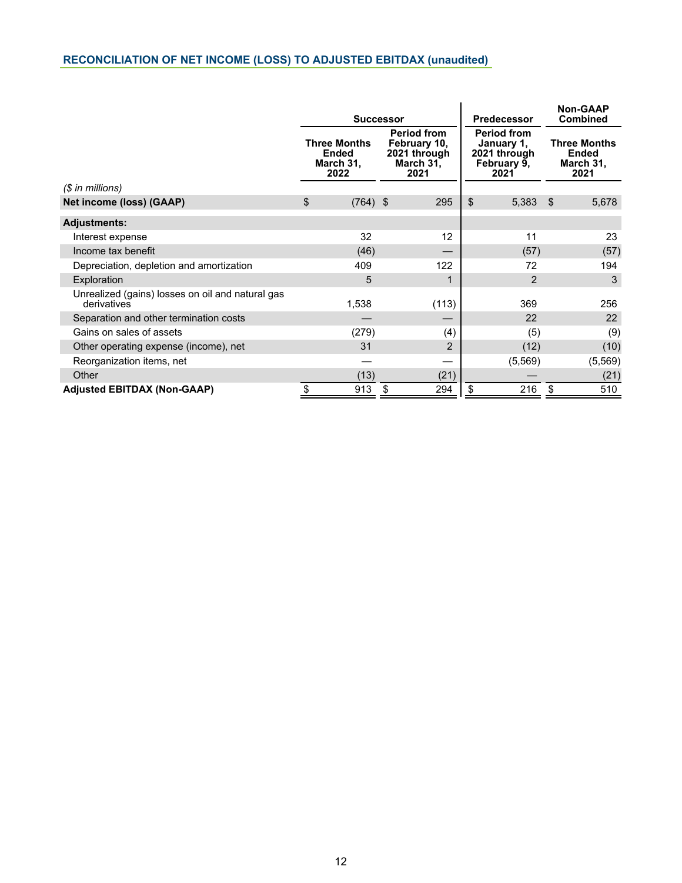## RECONCILIATION OF NET INCOME (LOSS) TO ADJUSTED EBITDAX (unaudited)

| | Successor | | Predecessor | Non-GAAP Combined |
|---|---|---|---|---|
| ($ in millions) | Three Months Ended March 31, 2022 | Period from February 10, 2021 through March 31, 2021 | Period from January 1, 2021 through February 9, 2021 | Three Months Ended March 31, 2021 |
| **Net income (loss) (GAAP)** | $ (764) | $ 295 | $ 5,383 | $ 5,678 |
| **Adjustments:** | | | | |
| Interest expense | 32 | 12 | 11 | 23 |
| Income tax benefit | (46) | — | (57) | (57) |
| Depreciation, depletion and amortization | 409 | 122 | 72 | 194 |
| Exploration | 5 | 1 | 2 | 3 |
| Unrealized (gains) losses on oil and natural gas derivatives | 1,538 | (113) | 369 | 256 |
| Separation and other termination costs | — | — | 22 | 22 |
| Gains on sales of assets | (279) | (4) | (5) | (9) |
| Other operating expense (income), net | 31 | 2 | (12) | (10) |
| Reorganization items, net | — | — | (5,569) | (5,569) |
| Other | (13) | (21) | — | (21) |
| **Adjusted EBITDAX (Non-GAAP)** | $ 913 | $ 294 | $ 216 | $ 510 |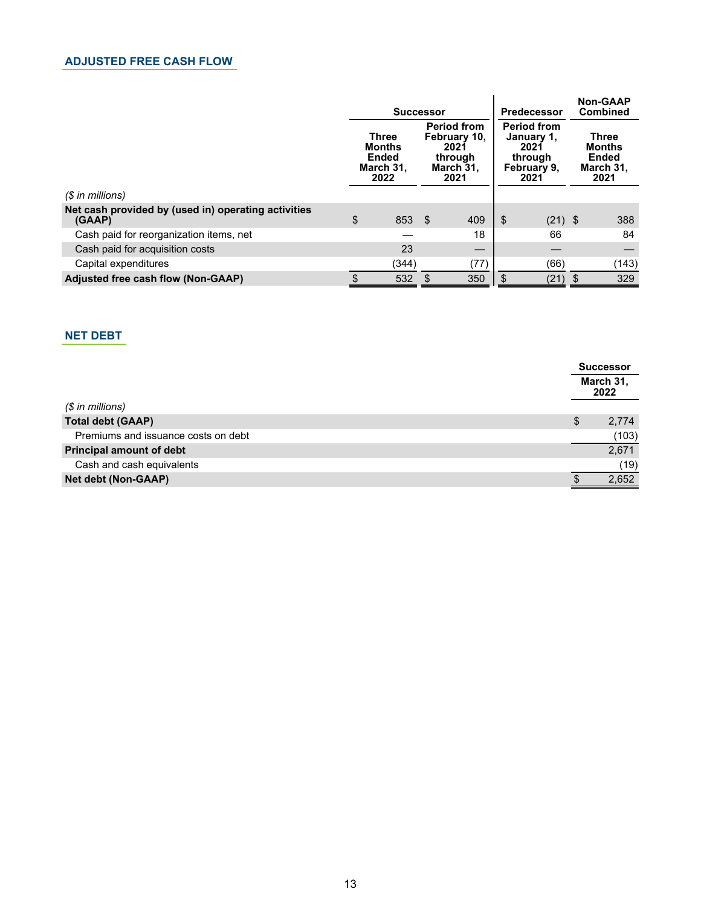## ADJUSTED FREE CASH FLOW

| | Successor | | Predecessor | Non-GAAP Combined |
|---|---|---|---|---|
| | Three Months Ended March 31, 2022 | Period from February 10, 2021 through March 31, 2021 | Period from January 1, 2021 through February 9, 2021 | Three Months Ended March 31, 2021 |
| *($ in millions)* | | | | |
| **Net cash provided by (used in) operating activities (GAAP)** | $ 853 | $ 409 | $ (21) | $ 388 |
| Cash paid for reorganization items, net | — | 18 | 66 | 84 |
| Cash paid for acquisition costs | 23 | — | — | — |
| Capital expenditures | (344) | (77) | (66) | (143) |
| **Adjusted free cash flow (Non-GAAP)** | $ 532 | $ 350 | $ (21) | $ 329 |

## NET DEBT

| | Successor |
|---|---|
| | March 31, 2022 |
| *($ in millions)* | |
| **Total debt (GAAP)** | $ 2,774 |
| Premiums and issuance costs on debt | (103) |
| **Principal amount of debt** | 2,671 |
| Cash and cash equivalents | (19) |
| **Net debt (Non-GAAP)** | $ 2,652 |